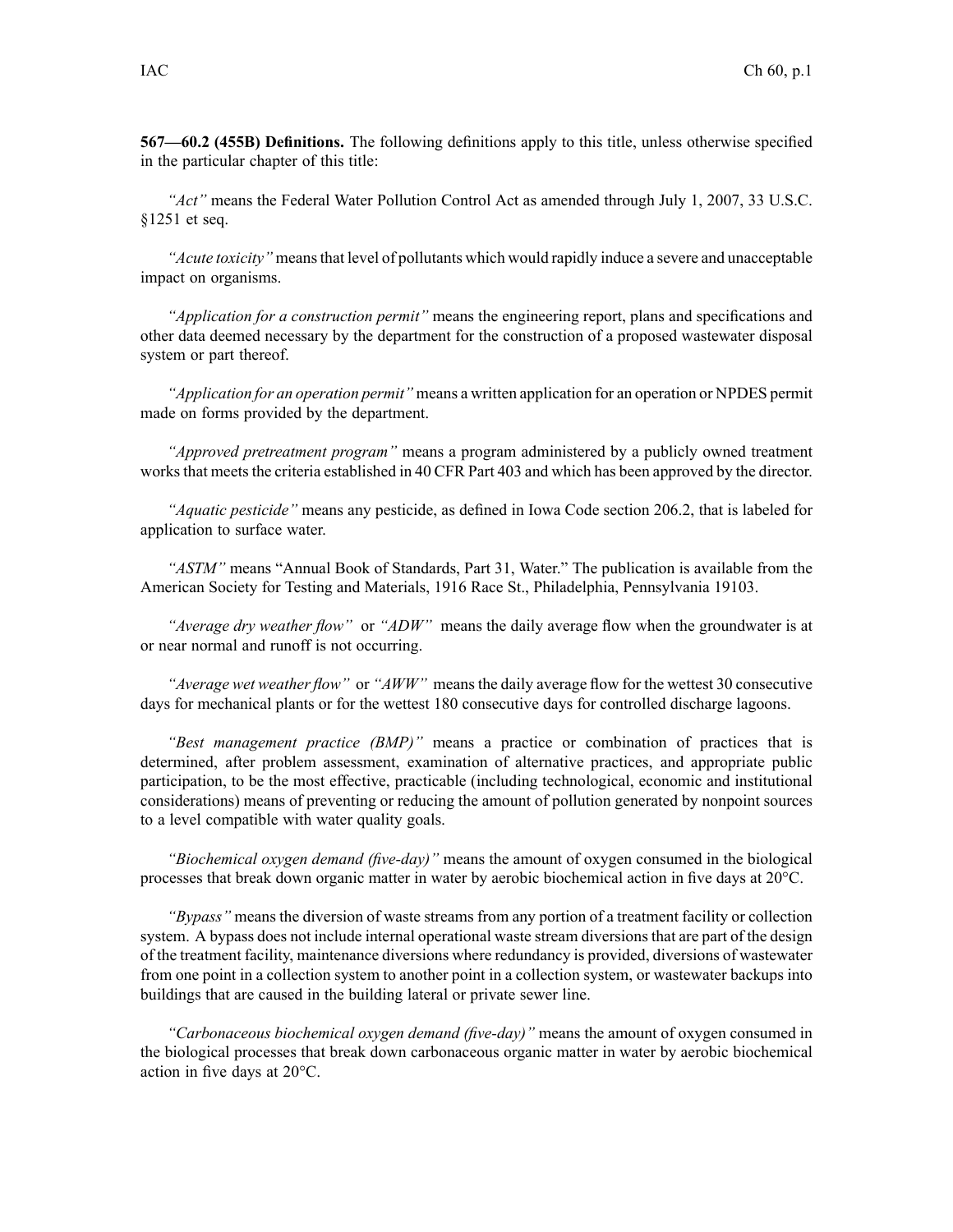**567—60.2 (455B) Definitions.** The following definitions apply to this title, unless otherwise specified in the particular chapter of this title:

*"Act"* means the Federal Water Pollution Control Act as amended through July 1, 2007, 33 U.S.C. §1251 et seq.

*"Acute toxicity"* means that level of pollutants which would rapidly induce a severe and unacceptable impact on organisms.

*"Application for a construction permit"* means the engineering report, plans and specifications and other data deemed necessary by the department for the construction of a proposed wastewater disposal system or part thereof.

*"Application for an operation permit"* means a written application for an operation or NPDES permit made on forms provided by the department.

*"Approved pretreatment program"* means a program administered by a publicly owned treatment works that meets the criteria established in 40 CFR Part 403 and which has been approved by the director.

*"Aquatic pesticide"* means any pesticide, as defined in Iowa Code section 206.2, that is labeled for application to surface water.

*"ASTM"* means "Annual Book of Standards, Part 31, Water." The publication is available from the American Society for Testing and Materials, 1916 Race St., Philadelphia, Pennsylvania 19103.

*"Average dry weather flow"* or *"ADW"* means the daily average flow when the groundwater is at or near normal and runoff is not occurring.

*"Average wet weather flow"* or *"AWW"* means the daily average flow for the wettest 30 consecutive days for mechanical plants or for the wettest 180 consecutive days for controlled discharge lagoons.

*"Best management practice (BMP)"* means a practice or combination of practices that is determined, after problem assessment, examination of alternative practices, and appropriate public participation, to be the most effective, practicable (including technological, economic and institutional considerations) means of preventing or reducing the amount of pollution generated by nonpoint sources to a level compatible with water quality goals.

*"Biochemical oxygen demand (five-day)"* means the amount of oxygen consumed in the biological processes that break down organic matter in water by aerobic biochemical action in five days at 20°C.

*"Bypass"* means the diversion of waste streams from any portion of a treatment facility or collection system. A bypass does not include internal operational waste stream diversions that are part of the design of the treatment facility, maintenance diversions where redundancy is provided, diversions of wastewater from one point in a collection system to another point in a collection system, or wastewater backups into buildings that are caused in the building lateral or private sewer line.

*"Carbonaceous biochemical oxygen demand (five-day)"* means the amount of oxygen consumed in the biological processes that break down carbonaceous organic matter in water by aerobic biochemical action in five days at 20°C.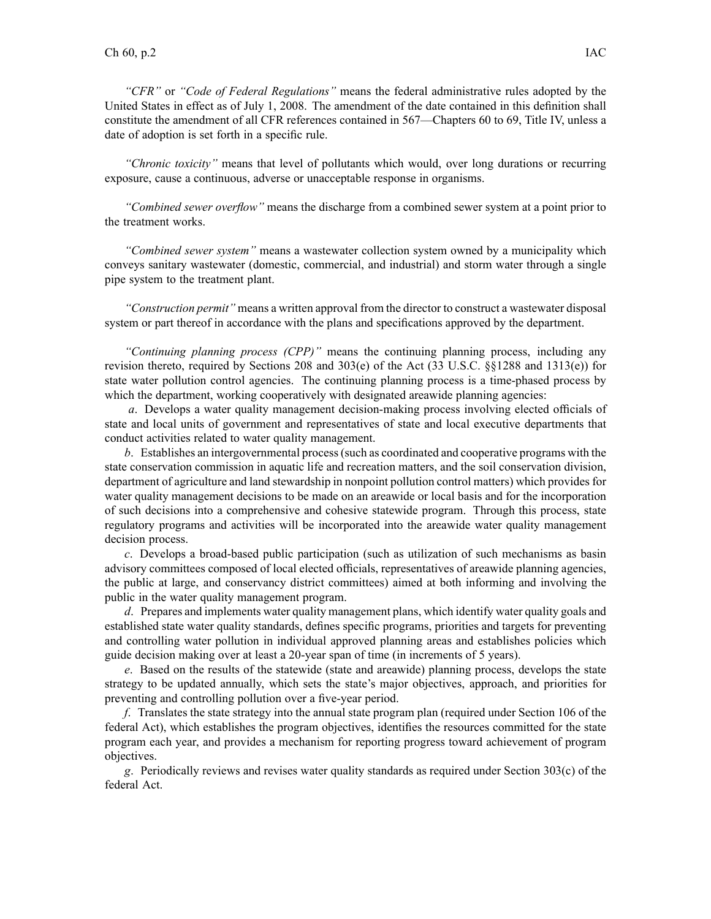*"CFR"* or *"Code of Federal Regulations"* means the federal administrative rules adopted by the United States in effect as of July 1, 2008. The amendment of the date contained in this definition shall constitute the amendment of all CFR references contained in 567—Chapters 60 to 69, Title IV, unless a date of adoption is set forth in a specific rule.

*"Chronic toxicity"* means that level of pollutants which would, over long durations or recurring exposure, cause a continuous, adverse or unacceptable response in organisms.

*"Combined sewer overflow"* means the discharge from a combined sewer system at a point prior to the treatment works.

*"Combined sewer system"* means a wastewater collection system owned by a municipality which conveys sanitary wastewater (domestic, commercial, and industrial) and storm water through a single pipe system to the treatment plant.

*"Construction permit"* means a written approval from the director to construct a wastewater disposal system or part thereof in accordance with the plans and specifications approved by the department.

*"Continuing planning process (CPP)"* means the continuing planning process, including any revision thereto, required by Sections 208 and 303(e) of the Act (33 U.S.C. §§1288 and 1313(e)) for state water pollution control agencies. The continuing planning process is a time-phased process by which the department, working cooperatively with designated areawide planning agencies:

*a*. Develops a water quality management decision-making process involving elected officials of state and local units of government and representatives of state and local executive departments that conduct activities related to water quality management.

*b*. Establishes an intergovernmental process (such as coordinated and cooperative programs with the state conservation commission in aquatic life and recreation matters, and the soil conservation division, department of agriculture and land stewardship in nonpoint pollution control matters) which provides for water quality management decisions to be made on an areawide or local basis and for the incorporation of such decisions into a comprehensive and cohesive statewide program. Through this process, state regulatory programs and activities will be incorporated into the areawide water quality management decision process.

*c*. Develops a broad-based public participation (such as utilization of such mechanisms as basin advisory committees composed of local elected officials, representatives of areawide planning agencies, the public at large, and conservancy district committees) aimed at both informing and involving the public in the water quality management program.

*d*. Prepares and implements water quality management plans, which identify water quality goals and established state water quality standards, defines specific programs, priorities and targets for preventing and controlling water pollution in individual approved planning areas and establishes policies which guide decision making over at least a 20-year span of time (in increments of 5 years).

*e*. Based on the results of the statewide (state and areawide) planning process, develops the state strategy to be updated annually, which sets the state's major objectives, approach, and priorities for preventing and controlling pollution over a five-year period.

*f*. Translates the state strategy into the annual state program plan (required under Section 106 of the federal Act), which establishes the program objectives, identifies the resources committed for the state program each year, and provides a mechanism for reporting progress toward achievement of program objectives.

*g*. Periodically reviews and revises water quality standards as required under Section 303(c) of the federal Act.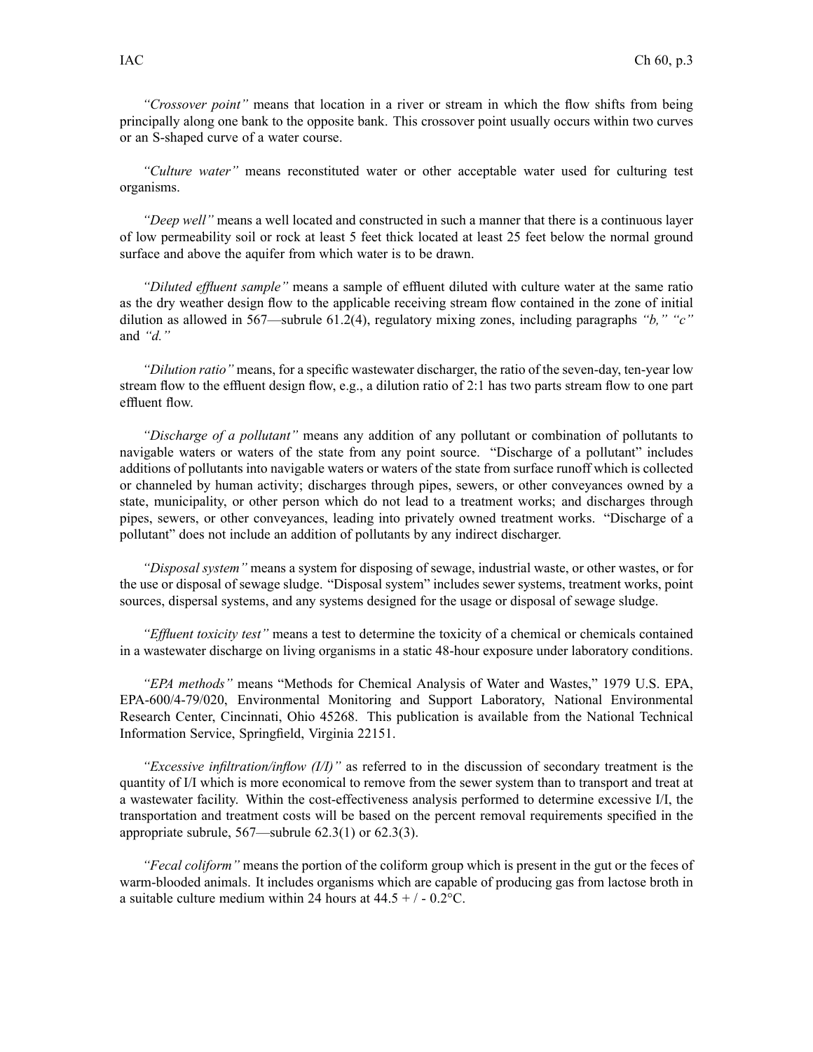*"Crossover point"* means that location in a river or stream in which the flow shifts from being principally along one bank to the opposite bank. This crossover point usually occurs within two curves or an S-shaped curve of a water course.

*"Culture water"* means reconstituted water or other acceptable water used for culturing test organisms.

*"Deep well"* means a well located and constructed in such a manner that there is a continuous layer of low permeability soil or rock at least 5 feet thick located at least 25 feet below the normal ground surface and above the aquifer from which water is to be drawn.

*"Diluted effluent sample"* means a sample of effluent diluted with culture water at the same ratio as the dry weather design flow to the applicable receiving stream flow contained in the zone of initial dilution as allowed in 567—subrule 61.2(4), regulatory mixing zones, including paragraphs *"b," "c"* and *"d."*

*"Dilution ratio"* means, for a specific wastewater discharger, the ratio of the seven-day, ten-year low stream flow to the effluent design flow, e.g., a dilution ratio of 2:1 has two parts stream flow to one part effluent flow.

*"Discharge of a pollutant"* means any addition of any pollutant or combination of pollutants to navigable waters or waters of the state from any point source. "Discharge of a pollutant" includes additions of pollutants into navigable waters or waters of the state from surface runoff which is collected or channeled by human activity; discharges through pipes, sewers, or other conveyances owned by a state, municipality, or other person which do not lead to a treatment works; and discharges through pipes, sewers, or other conveyances, leading into privately owned treatment works. "Discharge of a pollutant" does not include an addition of pollutants by any indirect discharger.

*"Disposal system"* means a system for disposing of sewage, industrial waste, or other wastes, or for the use or disposal of sewage sludge. "Disposal system" includes sewer systems, treatment works, point sources, dispersal systems, and any systems designed for the usage or disposal of sewage sludge.

*"Effluent toxicity test"* means a test to determine the toxicity of a chemical or chemicals contained in a wastewater discharge on living organisms in a static 48-hour exposure under laboratory conditions.

*"EPA methods"* means "Methods for Chemical Analysis of Water and Wastes," 1979 U.S. EPA, EPA-600/4-79/020, Environmental Monitoring and Support Laboratory, National Environmental Research Center, Cincinnati, Ohio 45268. This publication is available from the National Technical Information Service, Springfield, Virginia 22151.

*"Excessive infiltration/inflow (I/I)"* as referred to in the discussion of secondary treatment is the quantity of I/I which is more economical to remove from the sewer system than to transport and treat at a wastewater facility. Within the cost-effectiveness analysis performed to determine excessive I/I, the transportation and treatment costs will be based on the percent removal requirements specified in the appropriate subrule, 567—subrule 62.3(1) or 62.3(3).

*"Fecal coliform"* means the portion of the coliform group which is present in the gut or the feces of warm-blooded animals. It includes organisms which are capable of producing gas from lactose broth in a suitable culture medium within 24 hours at 44.5 + / - 0.2°C.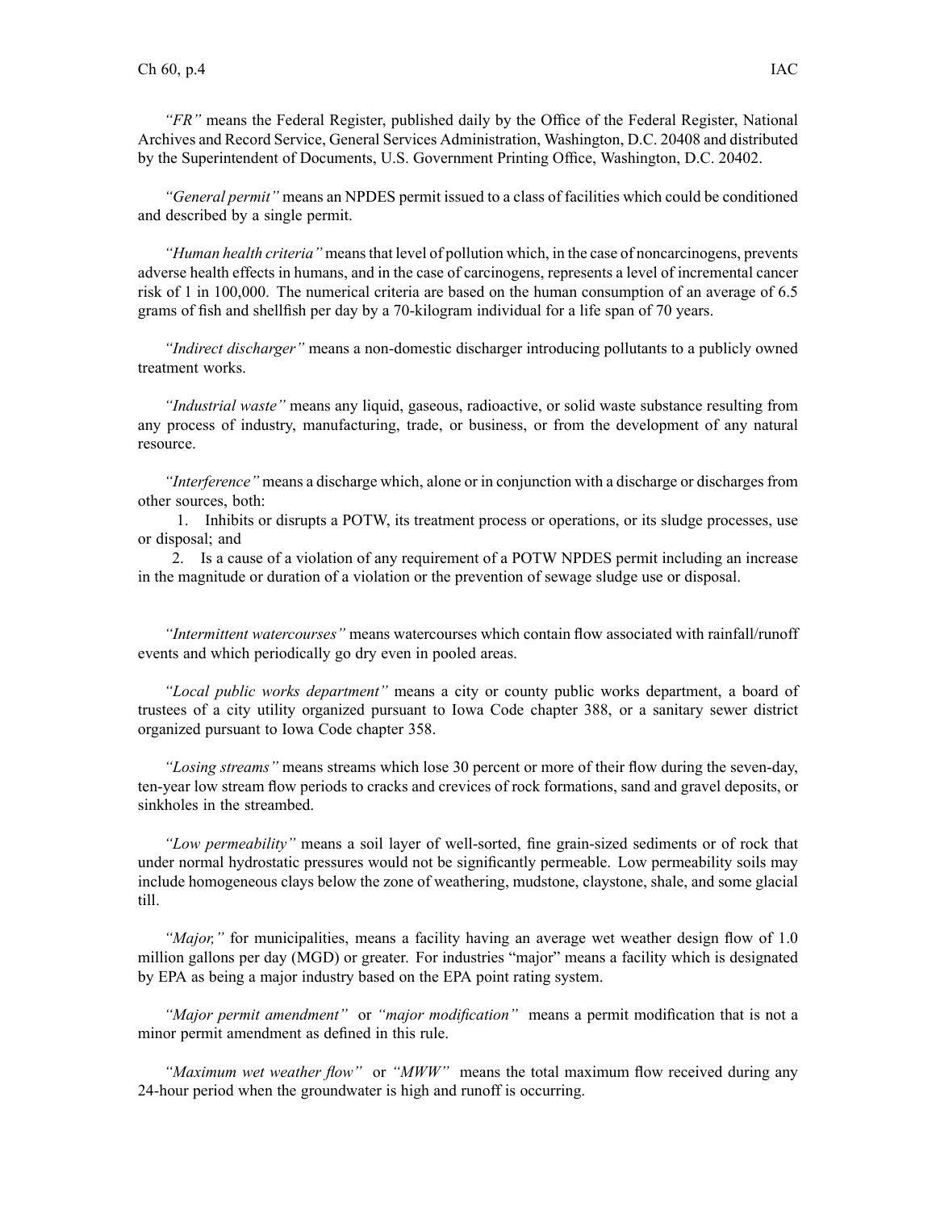*"FR"* means the Federal Register, published daily by the Office of the Federal Register, National Archives and Record Service, General Services Administration, Washington, D.C. 20408 and distributed by the Superintendent of Documents, U.S. Government Printing Office, Washington, D.C. 20402.

*"General permit"* means an NPDES permit issued to a class of facilities which could be conditioned and described by a single permit.

*"Human health criteria"* means that level of pollution which, in the case of noncarcinogens, prevents adverse health effects in humans, and in the case of carcinogens, represents a level of incremental cancer risk of 1 in 100,000. The numerical criteria are based on the human consumption of an average of 6.5 grams of fish and shellfish per day by a 70-kilogram individual for a life span of 70 years.

*"Indirect discharger"* means a non-domestic discharger introducing pollutants to a publicly owned treatment works.

*"Industrial waste"* means any liquid, gaseous, radioactive, or solid waste substance resulting from any process of industry, manufacturing, trade, or business, or from the development of any natural resource.

*"Interference"* means a discharge which, alone or in conjunction with a discharge or discharges from other sources, both:

1. Inhibits or disrupts a POTW, its treatment process or operations, or its sludge processes, use or disposal; and
2. Is a cause of a violation of any requirement of a POTW NPDES permit including an increase in the magnitude or duration of a violation or the prevention of sewage sludge use or disposal.

*"Intermittent watercourses"* means watercourses which contain flow associated with rainfall/runoff events and which periodically go dry even in pooled areas.

*"Local public works department"* means a city or county public works department, a board of trustees of a city utility organized pursuant to Iowa Code chapter 388, or a sanitary sewer district organized pursuant to Iowa Code chapter 358.

*"Losing streams"* means streams which lose 30 percent or more of their flow during the seven-day, ten-year low stream flow periods to cracks and crevices of rock formations, sand and gravel deposits, or sinkholes in the streambed.

*"Low permeability"* means a soil layer of well-sorted, fine grain-sized sediments or of rock that under normal hydrostatic pressures would not be significantly permeable. Low permeability soils may include homogeneous clays below the zone of weathering, mudstone, claystone, shale, and some glacial till.

*"Major,"* for municipalities, means a facility having an average wet weather design flow of 1.0 million gallons per day (MGD) or greater. For industries "major" means a facility which is designated by EPA as being a major industry based on the EPA point rating system.

*"Major permit amendment"* or *"major modification"* means a permit modification that is not a minor permit amendment as defined in this rule.

*"Maximum wet weather flow"* or *"MWW"* means the total maximum flow received during any 24-hour period when the groundwater is high and runoff is occurring.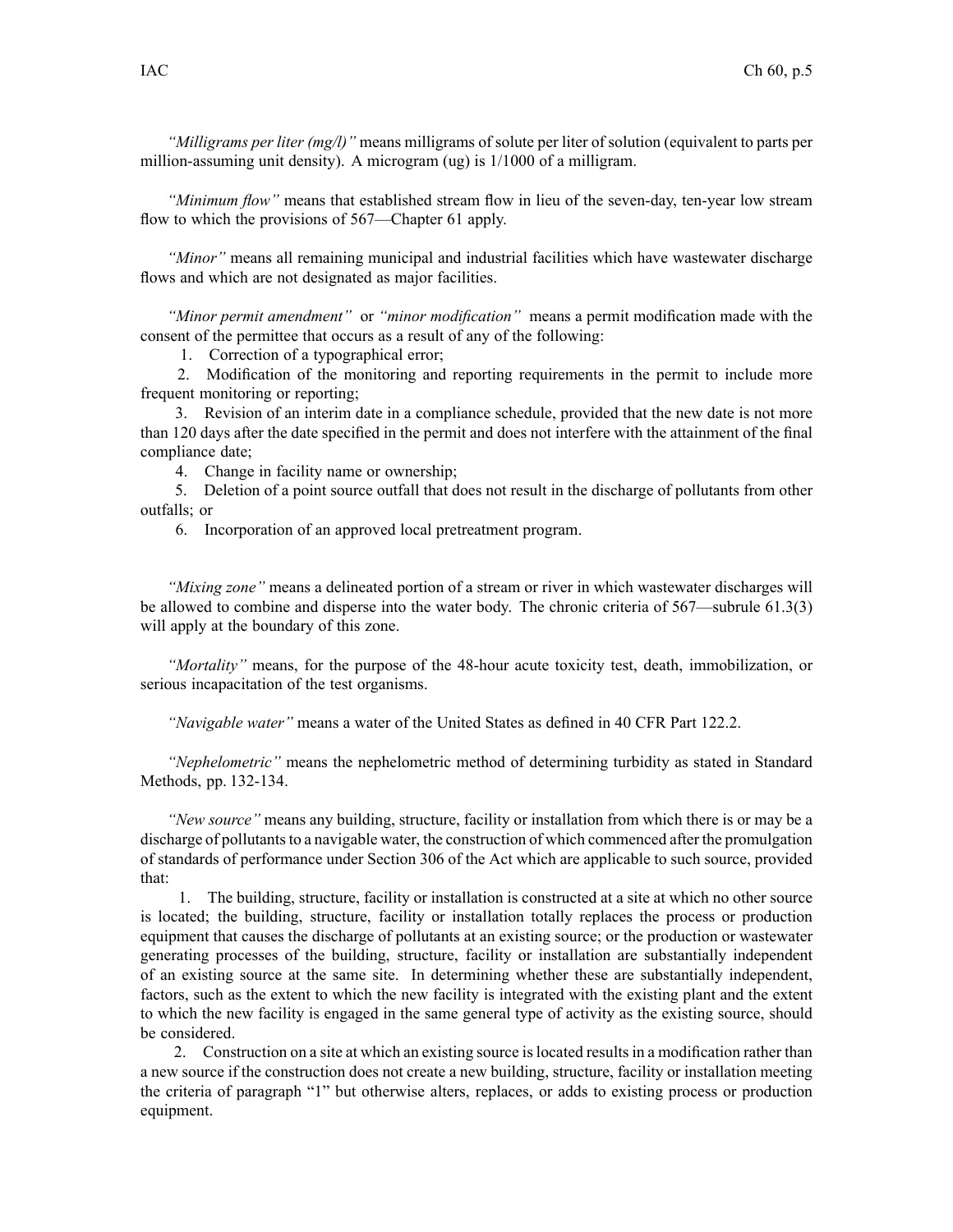*"Milligrams per liter (mg/l)"* means milligrams of solute per liter of solution (equivalent to parts per million-assuming unit density). A microgram (ug) is 1/1000 of a milligram.

*"Minimum flow"* means that established stream flow in lieu of the seven-day, ten-year low stream flow to which the provisions of 567—Chapter 61 apply.

*"Minor"* means all remaining municipal and industrial facilities which have wastewater discharge flows and which are not designated as major facilities.

*"Minor permit amendment"* or *"minor modification"* means a permit modification made with the consent of the permittee that occurs as a result of any of the following:

1. Correction of a typographical error;
2. Modification of the monitoring and reporting requirements in the permit to include more frequent monitoring or reporting;
3. Revision of an interim date in a compliance schedule, provided that the new date is not more than 120 days after the date specified in the permit and does not interfere with the attainment of the final compliance date;
4. Change in facility name or ownership;
5. Deletion of a point source outfall that does not result in the discharge of pollutants from other outfalls; or
6. Incorporation of an approved local pretreatment program.

*"Mixing zone"* means a delineated portion of a stream or river in which wastewater discharges will be allowed to combine and disperse into the water body. The chronic criteria of 567—subrule 61.3(3) will apply at the boundary of this zone.

*"Mortality"* means, for the purpose of the 48-hour acute toxicity test, death, immobilization, or serious incapacitation of the test organisms.

*"Navigable water"* means a water of the United States as defined in 40 CFR Part 122.2.

*"Nephelometric"* means the nephelometric method of determining turbidity as stated in Standard Methods, pp. 132-134.

*"New source"* means any building, structure, facility or installation from which there is or may be a discharge of pollutants to a navigable water, the construction of which commenced after the promulgation of standards of performance under Section 306 of the Act which are applicable to such source, provided that:

1. The building, structure, facility or installation is constructed at a site at which no other source is located; the building, structure, facility or installation totally replaces the process or production equipment that causes the discharge of pollutants at an existing source; or the production or wastewater generating processes of the building, structure, facility or installation are substantially independent of an existing source at the same site. In determining whether these are substantially independent, factors, such as the extent to which the new facility is integrated with the existing plant and the extent to which the new facility is engaged in the same general type of activity as the existing source, should be considered.
2. Construction on a site at which an existing source is located results in a modification rather than a new source if the construction does not create a new building, structure, facility or installation meeting the criteria of paragraph "1" but otherwise alters, replaces, or adds to existing process or production equipment.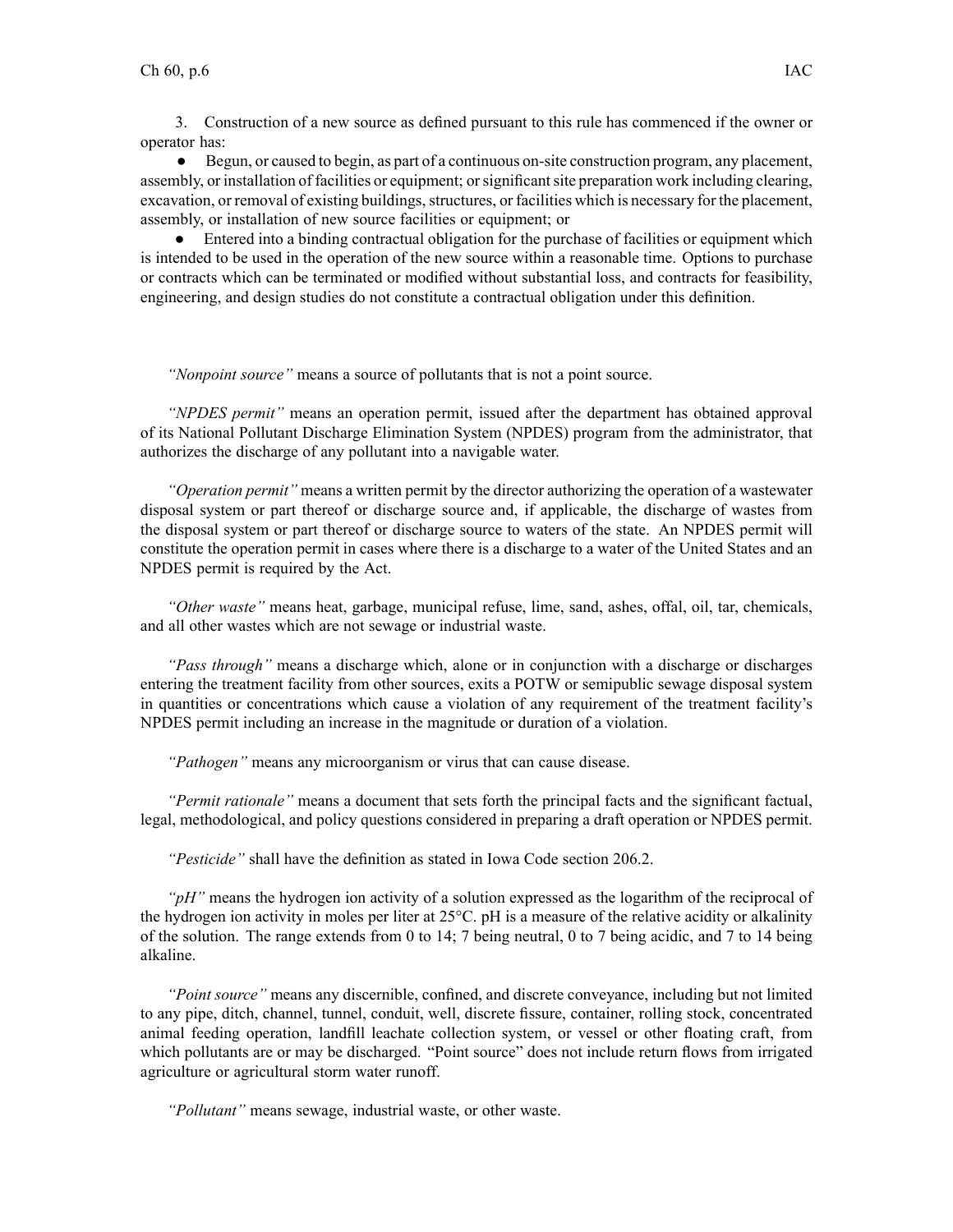3. Construction of a new source as defined pursuant to this rule has commenced if the owner or operator has:

● Begun, or caused to begin, as part of a continuous on-site construction program, any placement, assembly, or installation of facilities or equipment; or significant site preparation work including clearing, excavation, or removal of existing buildings, structures, or facilities which is necessary for the placement, assembly, or installation of new source facilities or equipment; or

● Entered into a binding contractual obligation for the purchase of facilities or equipment which is intended to be used in the operation of the new source within a reasonable time. Options to purchase or contracts which can be terminated or modified without substantial loss, and contracts for feasibility, engineering, and design studies do not constitute a contractual obligation under this definition.

*"Nonpoint source"* means a source of pollutants that is not a point source.

*"NPDES permit"* means an operation permit, issued after the department has obtained approval of its National Pollutant Discharge Elimination System (NPDES) program from the administrator, that authorizes the discharge of any pollutant into a navigable water.

*"Operation permit"* means a written permit by the director authorizing the operation of a wastewater disposal system or part thereof or discharge source and, if applicable, the discharge of wastes from the disposal system or part thereof or discharge source to waters of the state. An NPDES permit will constitute the operation permit in cases where there is a discharge to a water of the United States and an NPDES permit is required by the Act.

*"Other waste"* means heat, garbage, municipal refuse, lime, sand, ashes, offal, oil, tar, chemicals, and all other wastes which are not sewage or industrial waste.

*"Pass through"* means a discharge which, alone or in conjunction with a discharge or discharges entering the treatment facility from other sources, exits a POTW or semipublic sewage disposal system in quantities or concentrations which cause a violation of any requirement of the treatment facility's NPDES permit including an increase in the magnitude or duration of a violation.

*"Pathogen"* means any microorganism or virus that can cause disease.

*"Permit rationale"* means a document that sets forth the principal facts and the significant factual, legal, methodological, and policy questions considered in preparing a draft operation or NPDES permit.

*"Pesticide"* shall have the definition as stated in Iowa Code section 206.2.

*"pH"* means the hydrogen ion activity of a solution expressed as the logarithm of the reciprocal of the hydrogen ion activity in moles per liter at 25°C. pH is a measure of the relative acidity or alkalinity of the solution. The range extends from 0 to 14; 7 being neutral, 0 to 7 being acidic, and 7 to 14 being alkaline.

*"Point source"* means any discernible, confined, and discrete conveyance, including but not limited to any pipe, ditch, channel, tunnel, conduit, well, discrete fissure, container, rolling stock, concentrated animal feeding operation, landfill leachate collection system, or vessel or other floating craft, from which pollutants are or may be discharged. "Point source" does not include return flows from irrigated agriculture or agricultural storm water runoff.

*"Pollutant"* means sewage, industrial waste, or other waste.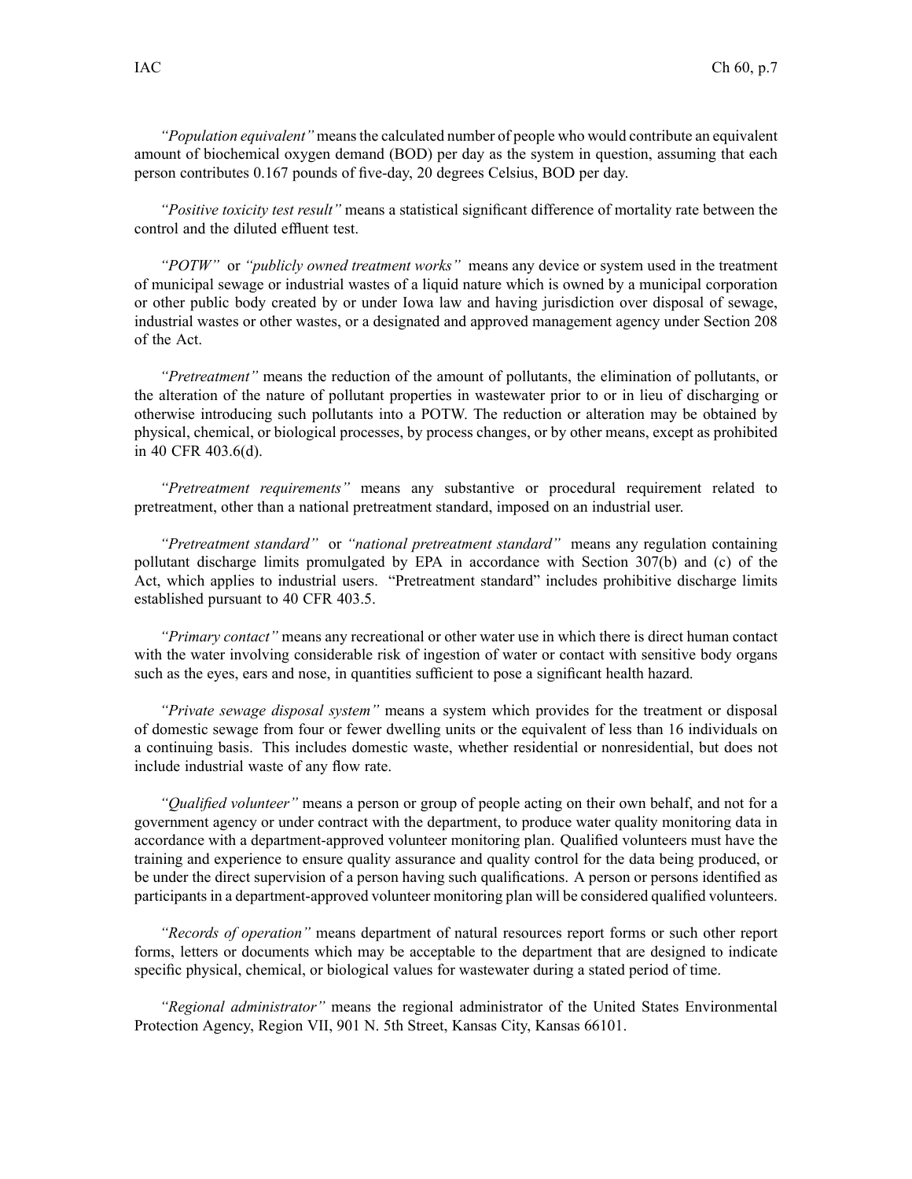*"Population equivalent"* means the calculated number of people who would contribute an equivalent amount of biochemical oxygen demand (BOD) per day as the system in question, assuming that each person contributes 0.167 pounds of five-day, 20 degrees Celsius, BOD per day.

*"Positive toxicity test result"* means a statistical significant difference of mortality rate between the control and the diluted effluent test.

*"POTW"* or *"publicly owned treatment works"* means any device or system used in the treatment of municipal sewage or industrial wastes of a liquid nature which is owned by a municipal corporation or other public body created by or under Iowa law and having jurisdiction over disposal of sewage, industrial wastes or other wastes, or a designated and approved management agency under Section 208 of the Act.

*"Pretreatment"* means the reduction of the amount of pollutants, the elimination of pollutants, or the alteration of the nature of pollutant properties in wastewater prior to or in lieu of discharging or otherwise introducing such pollutants into a POTW. The reduction or alteration may be obtained by physical, chemical, or biological processes, by process changes, or by other means, except as prohibited in 40 CFR 403.6(d).

*"Pretreatment requirements"* means any substantive or procedural requirement related to pretreatment, other than a national pretreatment standard, imposed on an industrial user.

*"Pretreatment standard"* or *"national pretreatment standard"* means any regulation containing pollutant discharge limits promulgated by EPA in accordance with Section 307(b) and (c) of the Act, which applies to industrial users. "Pretreatment standard" includes prohibitive discharge limits established pursuant to 40 CFR 403.5.

*"Primary contact"* means any recreational or other water use in which there is direct human contact with the water involving considerable risk of ingestion of water or contact with sensitive body organs such as the eyes, ears and nose, in quantities sufficient to pose a significant health hazard.

*"Private sewage disposal system"* means a system which provides for the treatment or disposal of domestic sewage from four or fewer dwelling units or the equivalent of less than 16 individuals on a continuing basis. This includes domestic waste, whether residential or nonresidential, but does not include industrial waste of any flow rate.

*"Qualified volunteer"* means a person or group of people acting on their own behalf, and not for a government agency or under contract with the department, to produce water quality monitoring data in accordance with a department-approved volunteer monitoring plan. Qualified volunteers must have the training and experience to ensure quality assurance and quality control for the data being produced, or be under the direct supervision of a person having such qualifications. A person or persons identified as participants in a department-approved volunteer monitoring plan will be considered qualified volunteers.

*"Records of operation"* means department of natural resources report forms or such other report forms, letters or documents which may be acceptable to the department that are designed to indicate specific physical, chemical, or biological values for wastewater during a stated period of time.

*"Regional administrator"* means the regional administrator of the United States Environmental Protection Agency, Region VII, 901 N. 5th Street, Kansas City, Kansas 66101.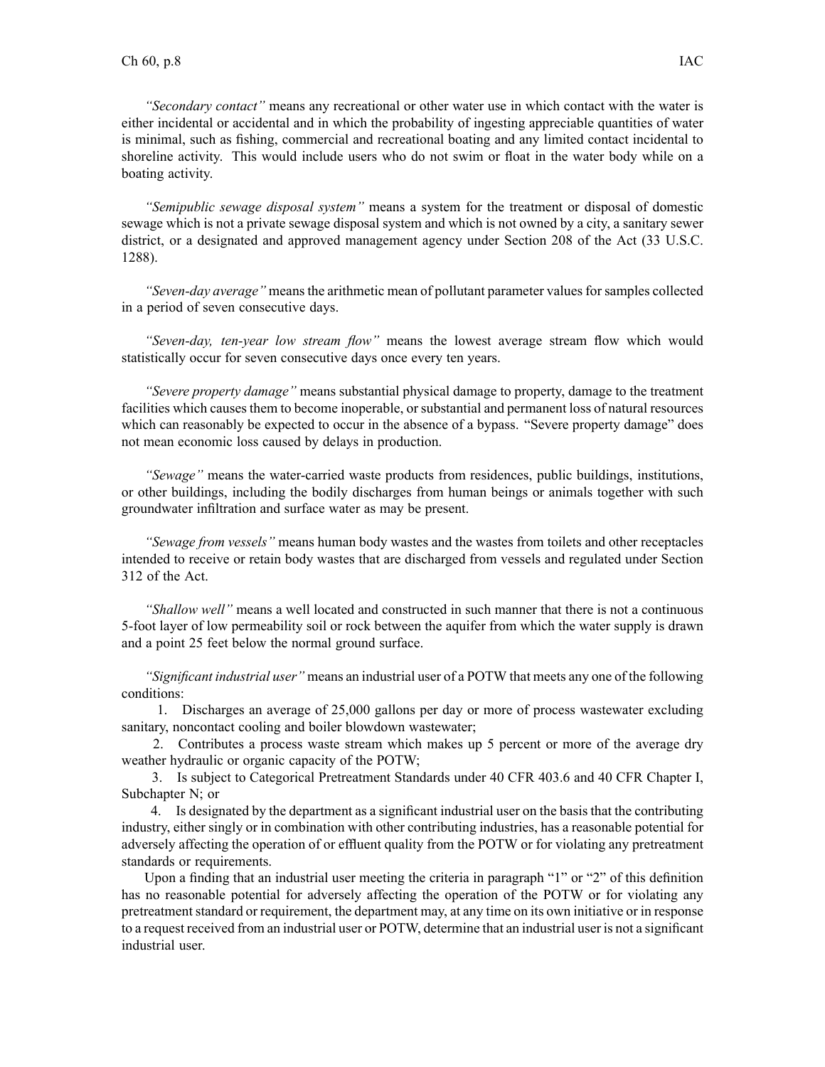*"Secondary contact"* means any recreational or other water use in which contact with the water is either incidental or accidental and in which the probability of ingesting appreciable quantities of water is minimal, such as fishing, commercial and recreational boating and any limited contact incidental to shoreline activity. This would include users who do not swim or float in the water body while on a boating activity.

*"Semipublic sewage disposal system"* means a system for the treatment or disposal of domestic sewage which is not a private sewage disposal system and which is not owned by a city, a sanitary sewer district, or a designated and approved management agency under Section 208 of the Act (33 U.S.C. 1288).

*"Seven-day average"* means the arithmetic mean of pollutant parameter values for samples collected in a period of seven consecutive days.

*"Seven-day, ten-year low stream flow"* means the lowest average stream flow which would statistically occur for seven consecutive days once every ten years.

*"Severe property damage"* means substantial physical damage to property, damage to the treatment facilities which causes them to become inoperable, or substantial and permanent loss of natural resources which can reasonably be expected to occur in the absence of a bypass. "Severe property damage" does not mean economic loss caused by delays in production.

*"Sewage"* means the water-carried waste products from residences, public buildings, institutions, or other buildings, including the bodily discharges from human beings or animals together with such groundwater infiltration and surface water as may be present.

*"Sewage from vessels"* means human body wastes and the wastes from toilets and other receptacles intended to receive or retain body wastes that are discharged from vessels and regulated under Section 312 of the Act.

*"Shallow well"* means a well located and constructed in such manner that there is not a continuous 5-foot layer of low permeability soil or rock between the aquifer from which the water supply is drawn and a point 25 feet below the normal ground surface.

*"Significant industrial user"* means an industrial user of a POTW that meets any one of the following conditions:

1. Discharges an average of 25,000 gallons per day or more of process wastewater excluding sanitary, noncontact cooling and boiler blowdown wastewater;
2. Contributes a process waste stream which makes up 5 percent or more of the average dry weather hydraulic or organic capacity of the POTW;
3. Is subject to Categorical Pretreatment Standards under 40 CFR 403.6 and 40 CFR Chapter I, Subchapter N; or
4. Is designated by the department as a significant industrial user on the basis that the contributing industry, either singly or in combination with other contributing industries, has a reasonable potential for adversely affecting the operation of or effluent quality from the POTW or for violating any pretreatment standards or requirements.

Upon a finding that an industrial user meeting the criteria in paragraph "1" or "2" of this definition has no reasonable potential for adversely affecting the operation of the POTW or for violating any pretreatment standard or requirement, the department may, at any time on its own initiative or in response to a request received from an industrial user or POTW, determine that an industrial user is not a significant industrial user.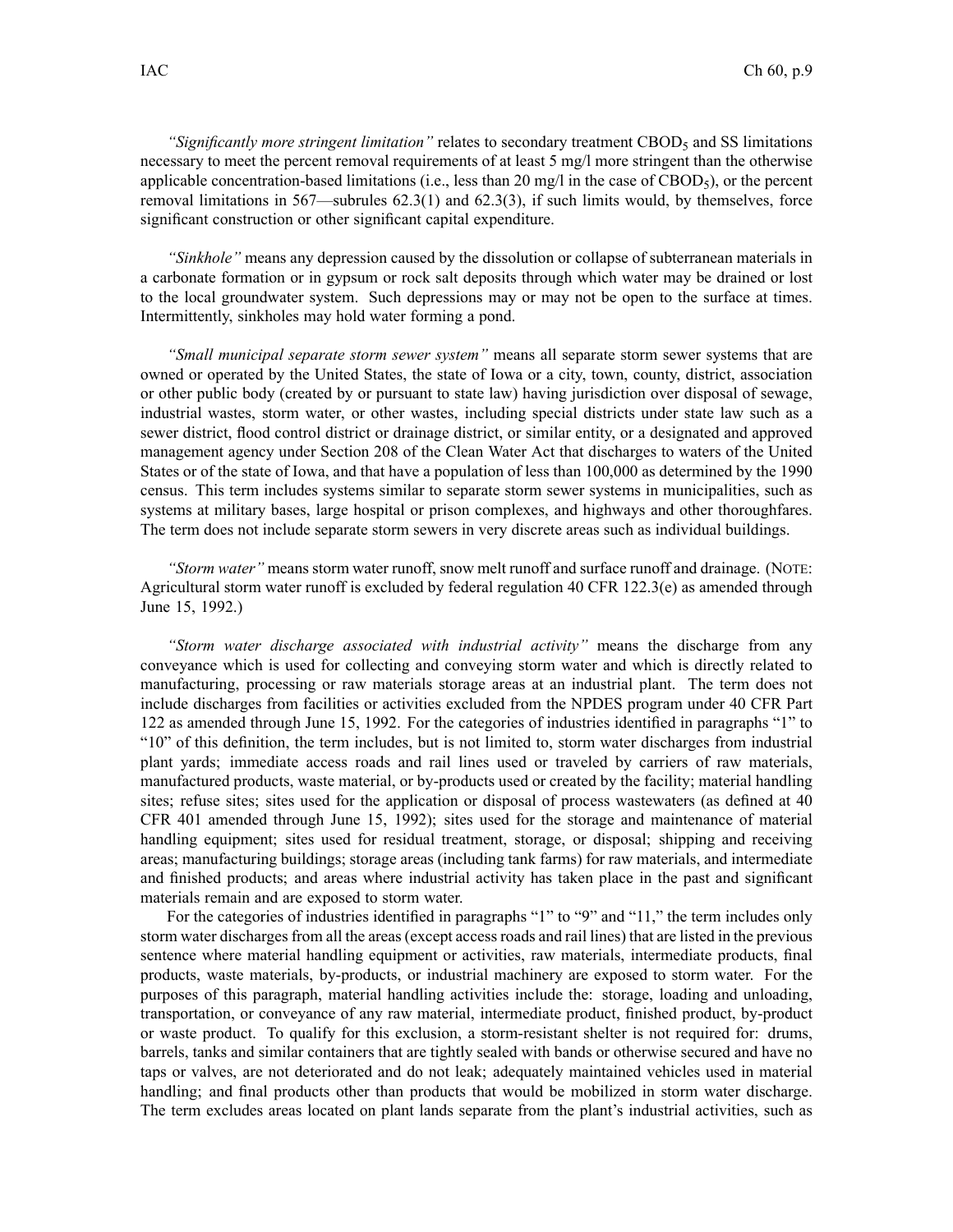*"Significantly more stringent limitation"* relates to secondary treatment $CBOD_5$ and SS limitations necessary to meet the percent removal requirements of at least 5 mg/l more stringent than the otherwise applicable concentration-based limitations (i.e., less than 20 mg/l in the case of $CBOD_5$), or the percent removal limitations in 567—subrules 62.3(1) and 62.3(3), if such limits would, by themselves, force significant construction or other significant capital expenditure.

*"Sinkhole"* means any depression caused by the dissolution or collapse of subterranean materials in a carbonate formation or in gypsum or rock salt deposits through which water may be drained or lost to the local groundwater system. Such depressions may or may not be open to the surface at times. Intermittently, sinkholes may hold water forming a pond.

*"Small municipal separate storm sewer system"* means all separate storm sewer systems that are owned or operated by the United States, the state of Iowa or a city, town, county, district, association or other public body (created by or pursuant to state law) having jurisdiction over disposal of sewage, industrial wastes, storm water, or other wastes, including special districts under state law such as a sewer district, flood control district or drainage district, or similar entity, or a designated and approved management agency under Section 208 of the Clean Water Act that discharges to waters of the United States or of the state of Iowa, and that have a population of less than 100,000 as determined by the 1990 census. This term includes systems similar to separate storm sewer systems in municipalities, such as systems at military bases, large hospital or prison complexes, and highways and other thoroughfares. The term does not include separate storm sewers in very discrete areas such as individual buildings.

*"Storm water"* means storm water runoff, snow melt runoff and surface runoff and drainage. (NOTE: Agricultural storm water runoff is excluded by federal regulation 40 CFR 122.3(e) as amended through June 15, 1992.)

*"Storm water discharge associated with industrial activity"* means the discharge from any conveyance which is used for collecting and conveying storm water and which is directly related to manufacturing, processing or raw materials storage areas at an industrial plant. The term does not include discharges from facilities or activities excluded from the NPDES program under 40 CFR Part 122 as amended through June 15, 1992. For the categories of industries identified in paragraphs "1" to "10" of this definition, the term includes, but is not limited to, storm water discharges from industrial plant yards; immediate access roads and rail lines used or traveled by carriers of raw materials, manufactured products, waste material, or by-products used or created by the facility; material handling sites; refuse sites; sites used for the application or disposal of process wastewaters (as defined at 40 CFR 401 amended through June 15, 1992); sites used for the storage and maintenance of material handling equipment; sites used for residual treatment, storage, or disposal; shipping and receiving areas; manufacturing buildings; storage areas (including tank farms) for raw materials, and intermediate and finished products; and areas where industrial activity has taken place in the past and significant materials remain and are exposed to storm water.

For the categories of industries identified in paragraphs "1" to "9" and "11," the term includes only storm water discharges from all the areas (except access roads and rail lines) that are listed in the previous sentence where material handling equipment or activities, raw materials, intermediate products, final products, waste materials, by-products, or industrial machinery are exposed to storm water. For the purposes of this paragraph, material handling activities include the: storage, loading and unloading, transportation, or conveyance of any raw material, intermediate product, finished product, by-product or waste product. To qualify for this exclusion, a storm-resistant shelter is not required for: drums, barrels, tanks and similar containers that are tightly sealed with bands or otherwise secured and have no taps or valves, are not deteriorated and do not leak; adequately maintained vehicles used in material handling; and final products other than products that would be mobilized in storm water discharge. The term excludes areas located on plant lands separate from the plant's industrial activities, such as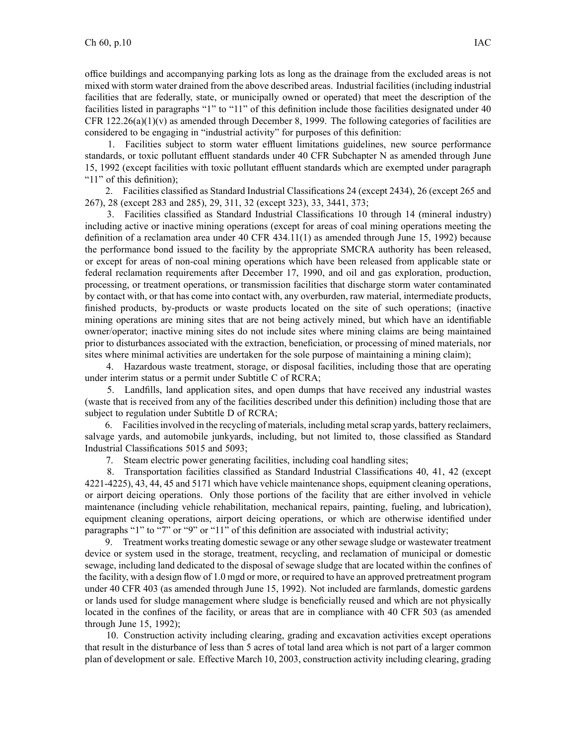office buildings and accompanying parking lots as long as the drainage from the excluded areas is not mixed with storm water drained from the above described areas. Industrial facilities (including industrial facilities that are federally, state, or municipally owned or operated) that meet the description of the facilities listed in paragraphs "1" to "11" of this definition include those facilities designated under 40 CFR 122.26(a)(1)(v) as amended through December 8, 1999. The following categories of facilities are considered to be engaging in "industrial activity" for purposes of this definition:

1. Facilities subject to storm water effluent limitations guidelines, new source performance standards, or toxic pollutant effluent standards under 40 CFR Subchapter N as amended through June 15, 1992 (except facilities with toxic pollutant effluent standards which are exempted under paragraph "11" of this definition);

2. Facilities classified as Standard Industrial Classifications 24 (except 2434), 26 (except 265 and 267), 28 (except 283 and 285), 29, 311, 32 (except 323), 33, 3441, 373;

3. Facilities classified as Standard Industrial Classifications 10 through 14 (mineral industry) including active or inactive mining operations (except for areas of coal mining operations meeting the definition of a reclamation area under 40 CFR 434.11(1) as amended through June 15, 1992) because the performance bond issued to the facility by the appropriate SMCRA authority has been released, or except for areas of non-coal mining operations which have been released from applicable state or federal reclamation requirements after December 17, 1990, and oil and gas exploration, production, processing, or treatment operations, or transmission facilities that discharge storm water contaminated by contact with, or that has come into contact with, any overburden, raw material, intermediate products, finished products, by-products or waste products located on the site of such operations; (inactive mining operations are mining sites that are not being actively mined, but which have an identifiable owner/operator; inactive mining sites do not include sites where mining claims are being maintained prior to disturbances associated with the extraction, beneficiation, or processing of mined materials, nor sites where minimal activities are undertaken for the sole purpose of maintaining a mining claim);

4. Hazardous waste treatment, storage, or disposal facilities, including those that are operating under interim status or a permit under Subtitle C of RCRA;

5. Landfills, land application sites, and open dumps that have received any industrial wastes (waste that is received from any of the facilities described under this definition) including those that are subject to regulation under Subtitle D of RCRA;

6. Facilities involved in the recycling of materials, including metal scrap yards, battery reclaimers, salvage yards, and automobile junkyards, including, but not limited to, those classified as Standard Industrial Classifications 5015 and 5093;

7. Steam electric power generating facilities, including coal handling sites;

8. Transportation facilities classified as Standard Industrial Classifications 40, 41, 42 (except 4221-4225), 43, 44, 45 and 5171 which have vehicle maintenance shops, equipment cleaning operations, or airport deicing operations. Only those portions of the facility that are either involved in vehicle maintenance (including vehicle rehabilitation, mechanical repairs, painting, fueling, and lubrication), equipment cleaning operations, airport deicing operations, or which are otherwise identified under paragraphs "1" to "7" or "9" or "11" of this definition are associated with industrial activity;

9. Treatment works treating domestic sewage or any other sewage sludge or wastewater treatment device or system used in the storage, treatment, recycling, and reclamation of municipal or domestic sewage, including land dedicated to the disposal of sewage sludge that are located within the confines of the facility, with a design flow of 1.0 mgd or more, or required to have an approved pretreatment program under 40 CFR 403 (as amended through June 15, 1992). Not included are farmlands, domestic gardens or lands used for sludge management where sludge is beneficially reused and which are not physically located in the confines of the facility, or areas that are in compliance with 40 CFR 503 (as amended through June 15, 1992);

10. Construction activity including clearing, grading and excavation activities except operations that result in the disturbance of less than 5 acres of total land area which is not part of a larger common plan of development or sale. Effective March 10, 2003, construction activity including clearing, grading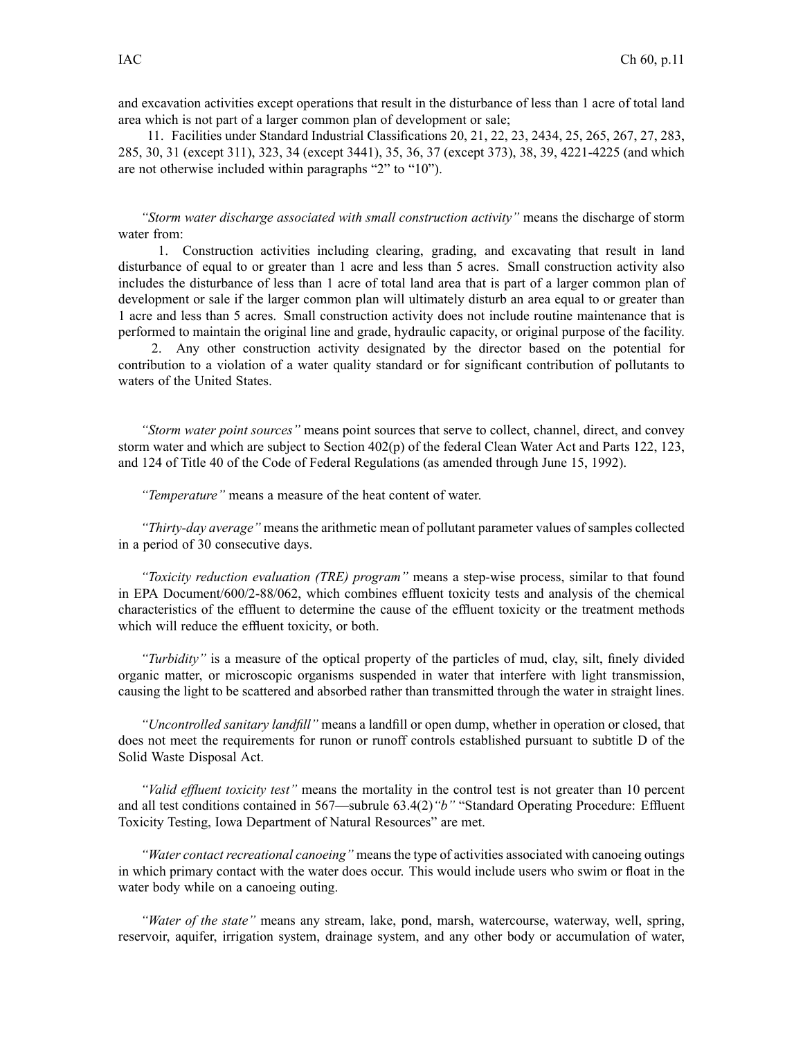and excavation activities except operations that result in the disturbance of less than 1 acre of total land area which is not part of a larger common plan of development or sale;

11. Facilities under Standard Industrial Classifications 20, 21, 22, 23, 2434, 25, 265, 267, 27, 283, 285, 30, 31 (except 311), 323, 34 (except 3441), 35, 36, 37 (except 373), 38, 39, 4221-4225 (and which are not otherwise included within paragraphs "2" to "10").

*"Storm water discharge associated with small construction activity"* means the discharge of storm water from:

1. Construction activities including clearing, grading, and excavating that result in land disturbance of equal to or greater than 1 acre and less than 5 acres. Small construction activity also includes the disturbance of less than 1 acre of total land area that is part of a larger common plan of development or sale if the larger common plan will ultimately disturb an area equal to or greater than 1 acre and less than 5 acres. Small construction activity does not include routine maintenance that is performed to maintain the original line and grade, hydraulic capacity, or original purpose of the facility.

2. Any other construction activity designated by the director based on the potential for contribution to a violation of a water quality standard or for significant contribution of pollutants to waters of the United States.

*"Storm water point sources"* means point sources that serve to collect, channel, direct, and convey storm water and which are subject to Section 402(p) of the federal Clean Water Act and Parts 122, 123, and 124 of Title 40 of the Code of Federal Regulations (as amended through June 15, 1992).

*"Temperature"* means a measure of the heat content of water.

*"Thirty-day average"* means the arithmetic mean of pollutant parameter values of samples collected in a period of 30 consecutive days.

*"Toxicity reduction evaluation (TRE) program"* means a step-wise process, similar to that found in EPA Document/600/2-88/062, which combines effluent toxicity tests and analysis of the chemical characteristics of the effluent to determine the cause of the effluent toxicity or the treatment methods which will reduce the effluent toxicity, or both.

*"Turbidity"* is a measure of the optical property of the particles of mud, clay, silt, finely divided organic matter, or microscopic organisms suspended in water that interfere with light transmission, causing the light to be scattered and absorbed rather than transmitted through the water in straight lines.

*"Uncontrolled sanitary landfill"* means a landfill or open dump, whether in operation or closed, that does not meet the requirements for runon or runoff controls established pursuant to subtitle D of the Solid Waste Disposal Act.

*"Valid effluent toxicity test"* means the mortality in the control test is not greater than 10 percent and all test conditions contained in 567—subrule 63.4(2)*"b"* "Standard Operating Procedure: Effluent Toxicity Testing, Iowa Department of Natural Resources" are met.

*"Water contact recreational canoeing"* means the type of activities associated with canoeing outings in which primary contact with the water does occur. This would include users who swim or float in the water body while on a canoeing outing.

*"Water of the state"* means any stream, lake, pond, marsh, watercourse, waterway, well, spring, reservoir, aquifer, irrigation system, drainage system, and any other body or accumulation of water,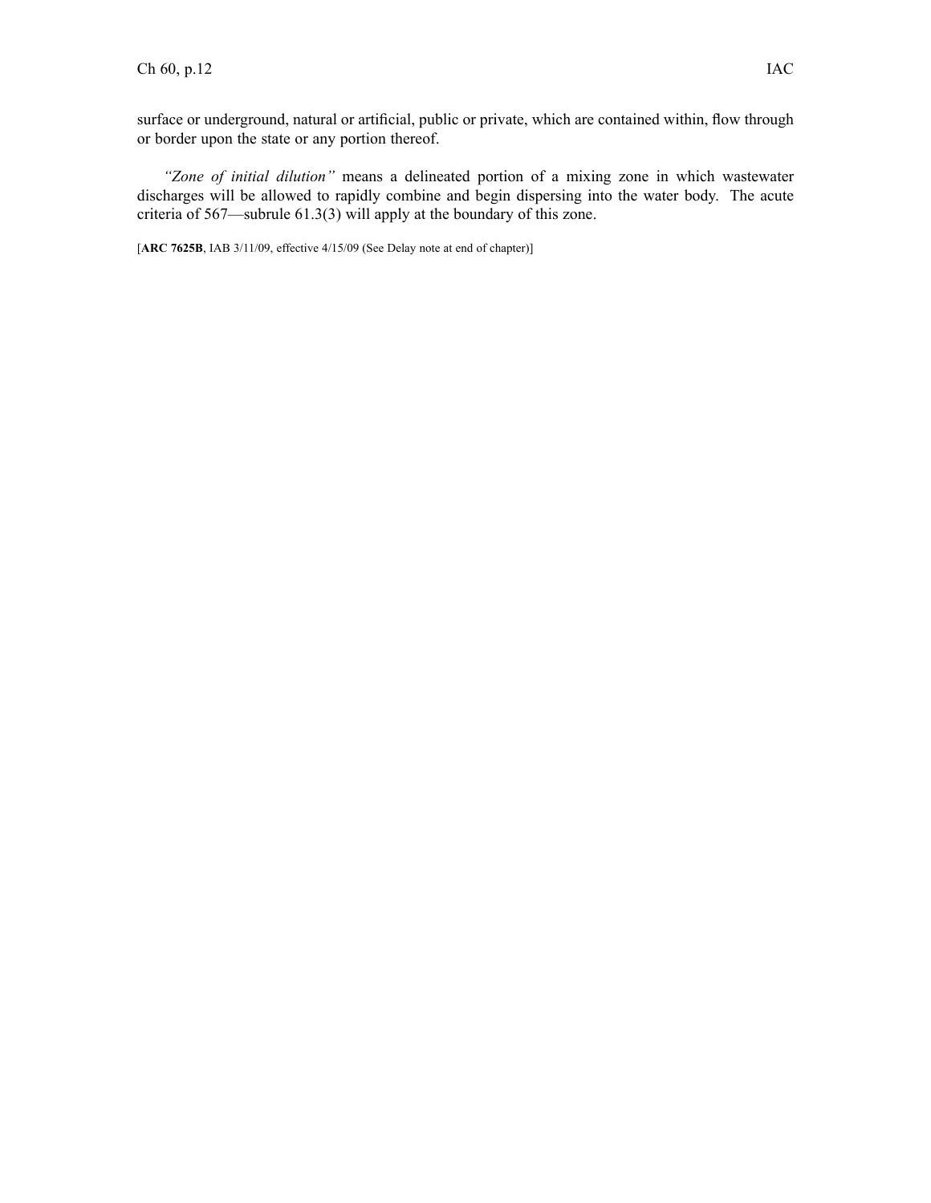surface or underground, natural or artificial, public or private, which are contained within, flow through or border upon the state or any portion thereof.

*"Zone of initial dilution"* means a delineated portion of a mixing zone in which wastewater discharges will be allowed to rapidly combine and begin dispersing into the water body. The acute criteria of 567—subrule 61.3(3) will apply at the boundary of this zone.

[**ARC 7625B**, IAB 3/11/09, effective 4/15/09 (See Delay note at end of chapter)]